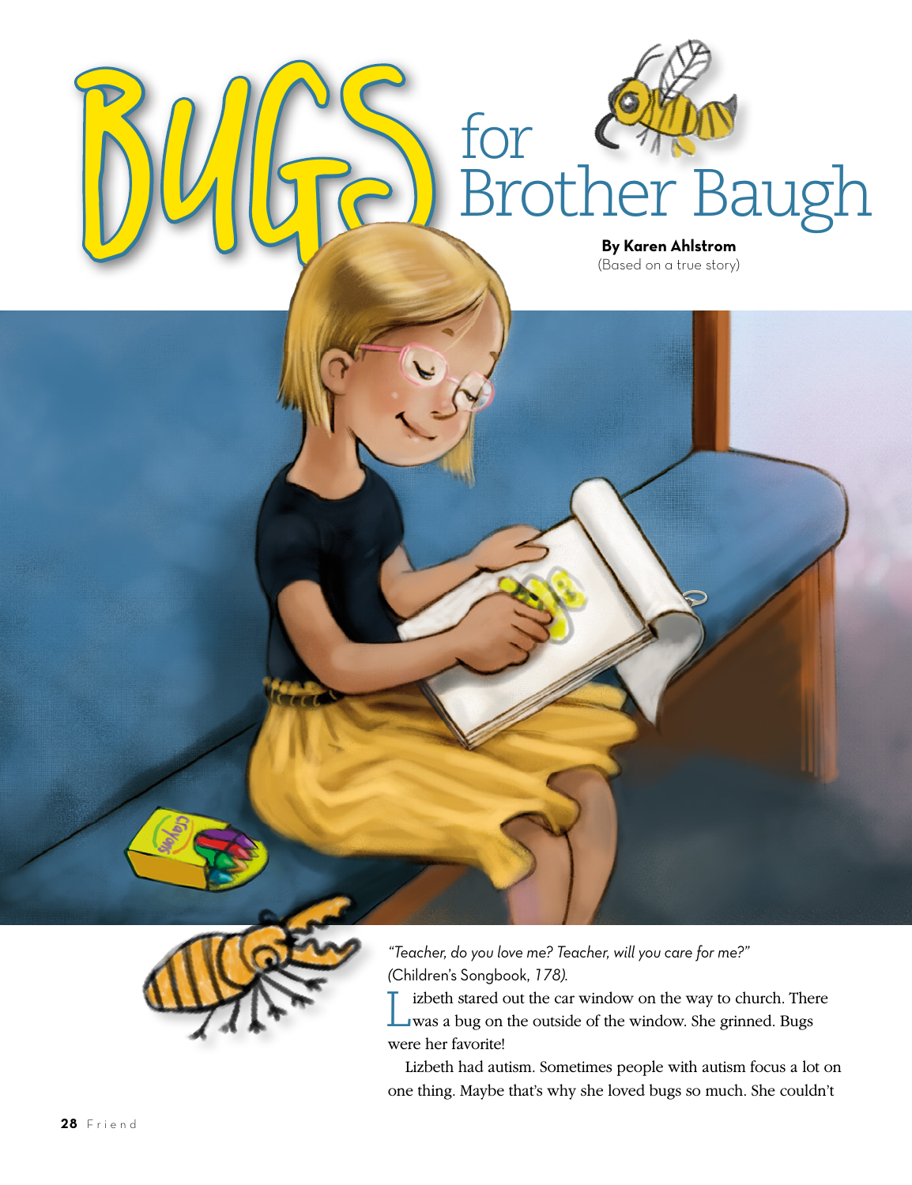# BUGS for Brother Baugh

**By Karen Ahlstrom**
(Based on a true story)

*"Teacher, do you love me? Teacher, will you care for me?"* (Children's Songbook, *178).*

Lizbeth stared out the car window on the way to church. There was a bug on the outside of the window. She grinned. Bugs were her favorite!

Lizbeth had autism. Sometimes people with autism focus a lot on one thing. Maybe that's why she loved bugs so much. She couldn't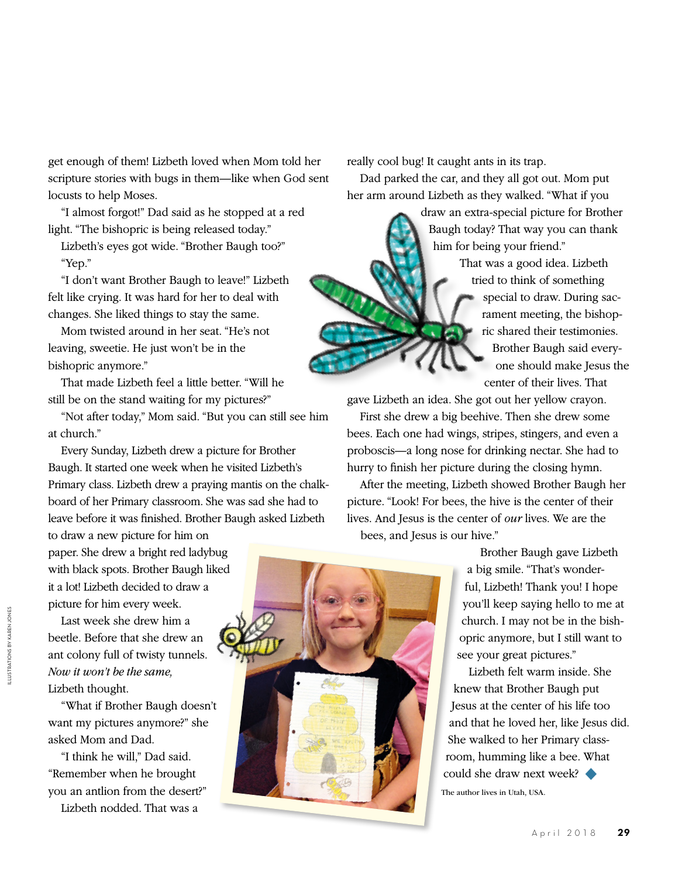get enough of them! Lizbeth loved when Mom told her scripture stories with bugs in them—like when God sent locusts to help Moses.

"I almost forgot!" Dad said as he stopped at a red light. "The bishopric is being released today."

Lizbeth's eyes got wide. "Brother Baugh too?"

"Yep."

"I don't want Brother Baugh to leave!" Lizbeth felt like crying. It was hard for her to deal with changes. She liked things to stay the same.

Mom twisted around in her seat. "He's not leaving, sweetie. He just won't be in the bishopric anymore."

That made Lizbeth feel a little better. "Will he still be on the stand waiting for my pictures?"

"Not after today," Mom said. "But you can still see him at church."

Every Sunday, Lizbeth drew a picture for Brother Baugh. It started one week when he visited Lizbeth's Primary class. Lizbeth drew a praying mantis on the chalkboard of her Primary classroom. She was sad she had to leave before it was finished. Brother Baugh asked Lizbeth to draw a new picture for him on paper. She drew a bright red ladybug with black spots. Brother Baugh liked it a lot! Lizbeth decided to draw a picture for him every week.

Last week she drew him a beetle. Before that she drew an ant colony full of twisty tunnels. *Now it won't be the same,* Lizbeth thought.

"What if Brother Baugh doesn't want my pictures anymore?" she asked Mom and Dad.

"I think he will," Dad said. "Remember when he brought you an antlion from the desert?"

Lizbeth nodded. That was a really cool bug! It caught ants in its trap.

Dad parked the car, and they all got out. Mom put her arm around Lizbeth as they walked. "What if you draw an extra-special picture for Brother Baugh today? That way you can thank him for being your friend."

That was a good idea. Lizbeth tried to think of something special to draw. During sacrament meeting, the bishopric shared their testimonies. Brother Baugh said everyone should make Jesus the center of their lives. That gave Lizbeth an idea. She got out her yellow crayon.

First she drew a big beehive. Then she drew some bees. Each one had wings, stripes, stingers, and even a proboscis—a long nose for drinking nectar. She had to hurry to finish her picture during the closing hymn.

After the meeting, Lizbeth showed Brother Baugh her picture. "Look! For bees, the hive is the center of their lives. And Jesus is the center of *our* lives. We are the bees, and Jesus is our hive."

Brother Baugh gave Lizbeth a big smile. "That's wonderful, Lizbeth! Thank you! I hope you'll keep saying hello to me at church. I may not be in the bishopric anymore, but I still want to see your great pictures."

Lizbeth felt warm inside. She knew that Brother Baugh put Jesus at the center of his life too and that he loved her, like Jesus did. She walked to her Primary classroom, humming like a bee. What could she draw next week? ◆

The author lives in Utah, USA.

ILLUSTRATIONS BY KAREN JONES